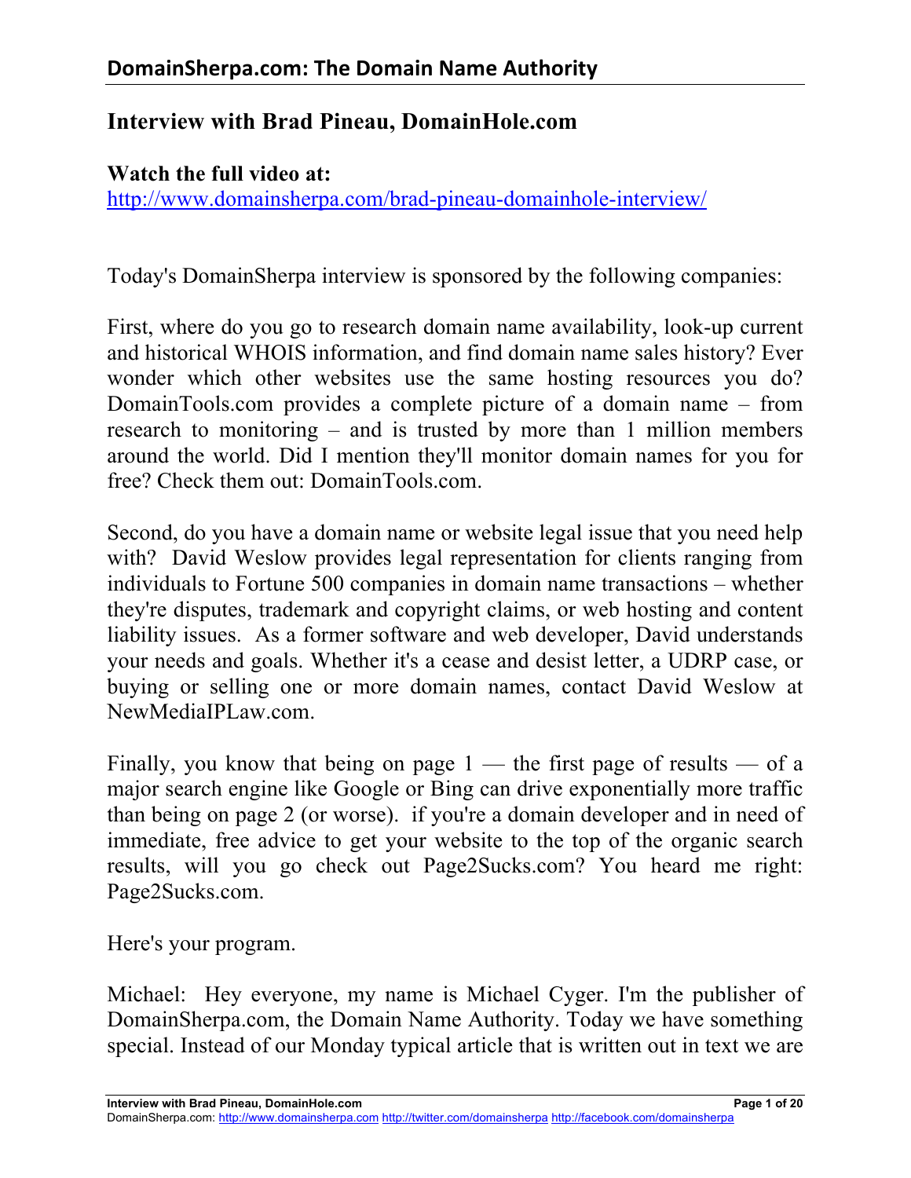# Interview with Brad Pineau, DomainHole.com

**Watch the full video at:**
http://www.domainsherpa.com/brad-pineau-domainhole-interview/

Today's DomainSherpa interview is sponsored by the following companies:

First, where do you go to research domain name availability, look-up current and historical WHOIS information, and find domain name sales history? Ever wonder which other websites use the same hosting resources you do? DomainTools.com provides a complete picture of a domain name – from research to monitoring – and is trusted by more than 1 million members around the world. Did I mention they'll monitor domain names for you for free? Check them out: DomainTools.com.

Second, do you have a domain name or website legal issue that you need help with? David Weslow provides legal representation for clients ranging from individuals to Fortune 500 companies in domain name transactions – whether they're disputes, trademark and copyright claims, or web hosting and content liability issues. As a former software and web developer, David understands your needs and goals. Whether it's a cease and desist letter, a UDRP case, or buying or selling one or more domain names, contact David Weslow at NewMediaIPLaw.com.

Finally, you know that being on page 1 — the first page of results — of a major search engine like Google or Bing can drive exponentially more traffic than being on page 2 (or worse). if you're a domain developer and in need of immediate, free advice to get your website to the top of the organic search results, will you go check out Page2Sucks.com? You heard me right: Page2Sucks.com.

Here's your program.

Michael: Hey everyone, my name is Michael Cyger. I'm the publisher of DomainSherpa.com, the Domain Name Authority. Today we have something special. Instead of our Monday typical article that is written out in text we are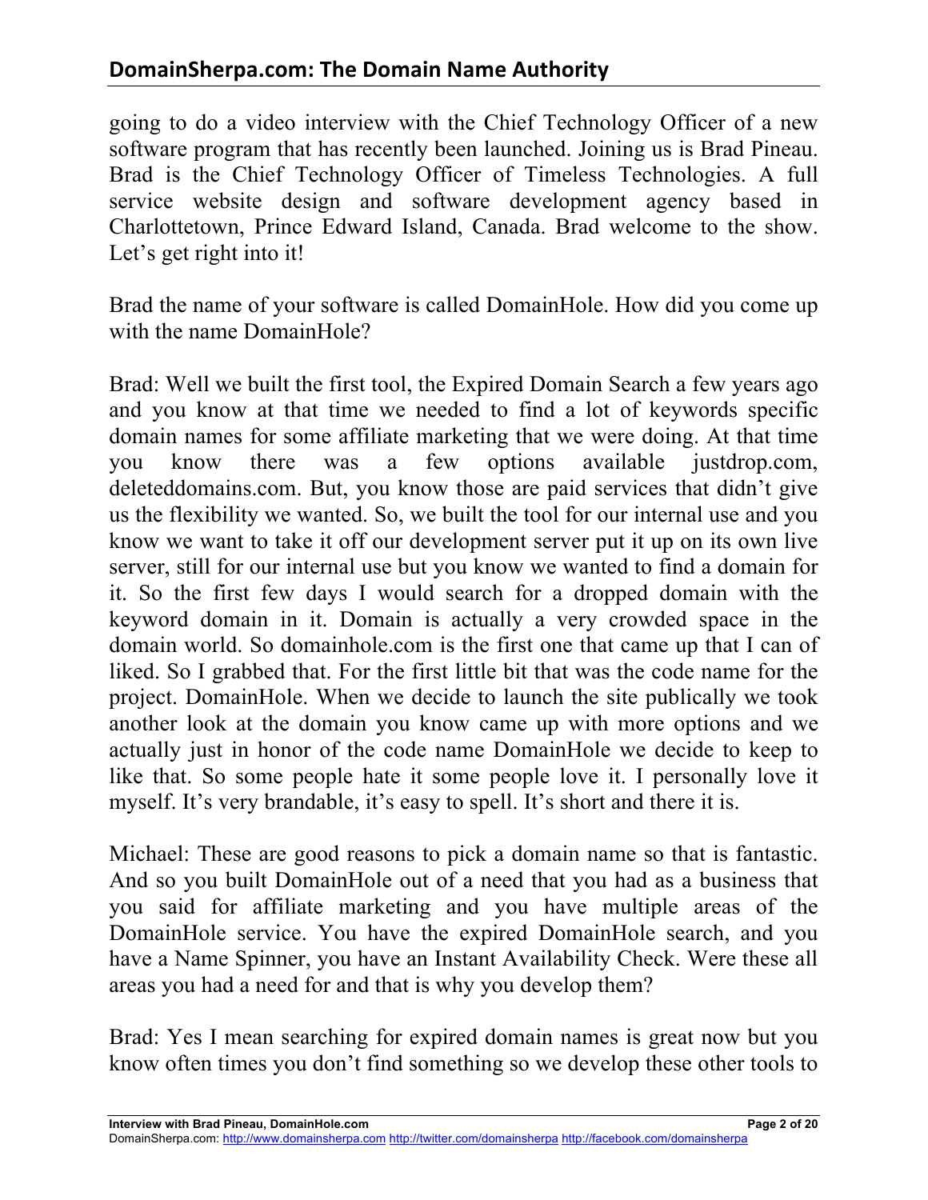going to do a video interview with the Chief Technology Officer of a new software program that has recently been launched. Joining us is Brad Pineau. Brad is the Chief Technology Officer of Timeless Technologies. A full service website design and software development agency based in Charlottetown, Prince Edward Island, Canada. Brad welcome to the show. Let's get right into it!

Brad the name of your software is called DomainHole. How did you come up with the name DomainHole?

Brad: Well we built the first tool, the Expired Domain Search a few years ago and you know at that time we needed to find a lot of keywords specific domain names for some affiliate marketing that we were doing. At that time you know there was a few options available justdrop.com, deleteddomains.com. But, you know those are paid services that didn't give us the flexibility we wanted. So, we built the tool for our internal use and you know we want to take it off our development server put it up on its own live server, still for our internal use but you know we wanted to find a domain for it. So the first few days I would search for a dropped domain with the keyword domain in it. Domain is actually a very crowded space in the domain world. So domainhole.com is the first one that came up that I can of liked. So I grabbed that. For the first little bit that was the code name for the project. DomainHole. When we decide to launch the site publically we took another look at the domain you know came up with more options and we actually just in honor of the code name DomainHole we decide to keep to like that. So some people hate it some people love it. I personally love it myself. It's very brandable, it's easy to spell. It's short and there it is.

Michael: These are good reasons to pick a domain name so that is fantastic. And so you built DomainHole out of a need that you had as a business that you said for affiliate marketing and you have multiple areas of the DomainHole service. You have the expired DomainHole search, and you have a Name Spinner, you have an Instant Availability Check. Were these all areas you had a need for and that is why you develop them?

Brad: Yes I mean searching for expired domain names is great now but you know often times you don't find something so we develop these other tools to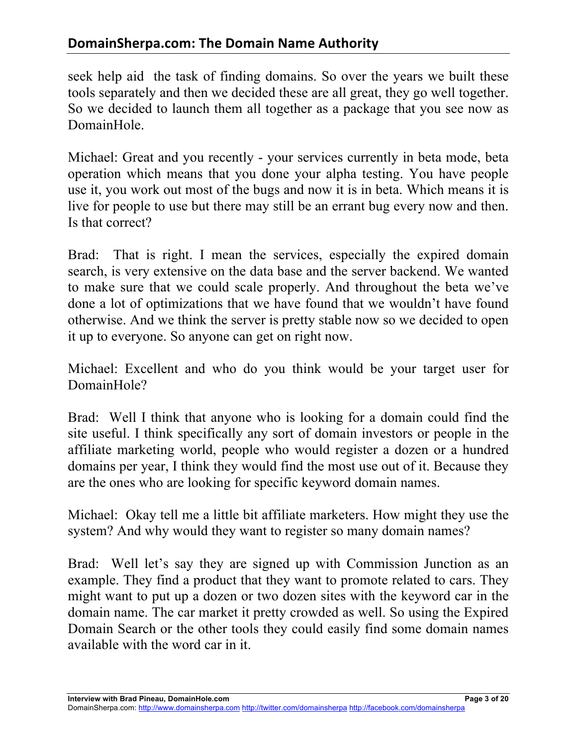seek help aid  the task of finding domains. So over the years we built these tools separately and then we decided these are all great, they go well together. So we decided to launch them all together as a package that you see now as DomainHole.

Michael: Great and you recently - your services currently in beta mode, beta operation which means that you done your alpha testing. You have people use it, you work out most of the bugs and now it is in beta. Which means it is live for people to use but there may still be an errant bug every now and then. Is that correct?

Brad:  That is right. I mean the services, especially the expired domain search, is very extensive on the data base and the server backend. We wanted to make sure that we could scale properly. And throughout the beta we've done a lot of optimizations that we have found that we wouldn't have found otherwise. And we think the server is pretty stable now so we decided to open it up to everyone. So anyone can get on right now.

Michael: Excellent and who do you think would be your target user for DomainHole?

Brad:  Well I think that anyone who is looking for a domain could find the site useful. I think specifically any sort of domain investors or people in the affiliate marketing world, people who would register a dozen or a hundred domains per year, I think they would find the most use out of it. Because they are the ones who are looking for specific keyword domain names.

Michael:  Okay tell me a little bit affiliate marketers. How might they use the system? And why would they want to register so many domain names?

Brad:  Well let's say they are signed up with Commission Junction as an example. They find a product that they want to promote related to cars. They might want to put up a dozen or two dozen sites with the keyword car in the domain name. The car market it pretty crowded as well. So using the Expired Domain Search or the other tools they could easily find some domain names available with the word car in it.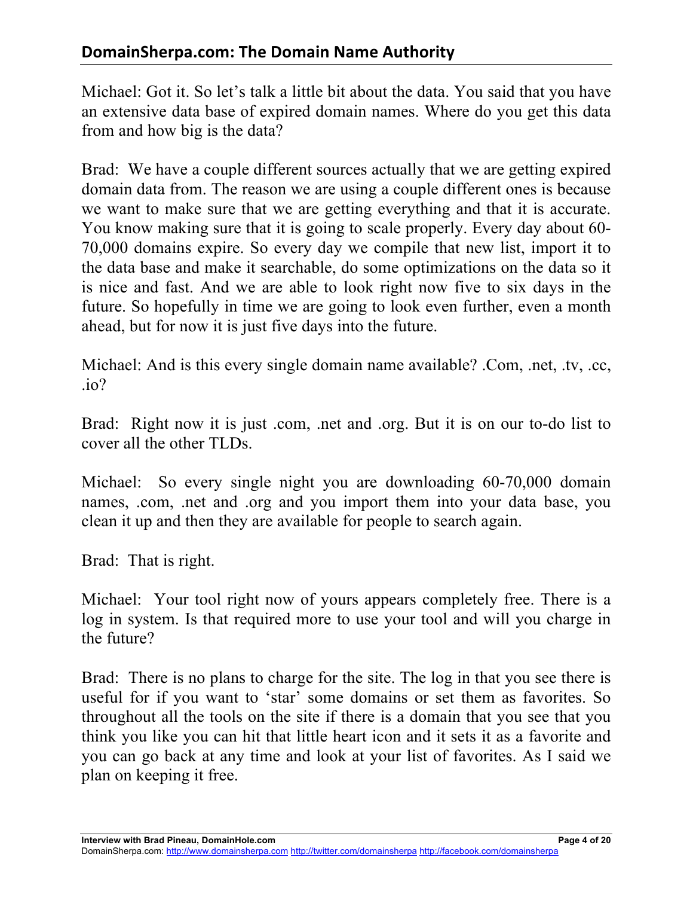Michael: Got it. So let's talk a little bit about the data. You said that you have an extensive data base of expired domain names. Where do you get this data from and how big is the data?

Brad: We have a couple different sources actually that we are getting expired domain data from. The reason we are using a couple different ones is because we want to make sure that we are getting everything and that it is accurate. You know making sure that it is going to scale properly. Every day about 60-70,000 domains expire. So every day we compile that new list, import it to the data base and make it searchable, do some optimizations on the data so it is nice and fast. And we are able to look right now five to six days in the future. So hopefully in time we are going to look even further, even a month ahead, but for now it is just five days into the future.

Michael: And is this every single domain name available? .Com, .net, .tv, .cc, .io?

Brad: Right now it is just .com, .net and .org. But it is on our to-do list to cover all the other TLDs.

Michael: So every single night you are downloading 60-70,000 domain names, .com, .net and .org and you import them into your data base, you clean it up and then they are available for people to search again.

Brad: That is right.

Michael: Your tool right now of yours appears completely free. There is a log in system. Is that required more to use your tool and will you charge in the future?

Brad: There is no plans to charge for the site. The log in that you see there is useful for if you want to 'star' some domains or set them as favorites. So throughout all the tools on the site if there is a domain that you see that you think you like you can hit that little heart icon and it sets it as a favorite and you can go back at any time and look at your list of favorites. As I said we plan on keeping it free.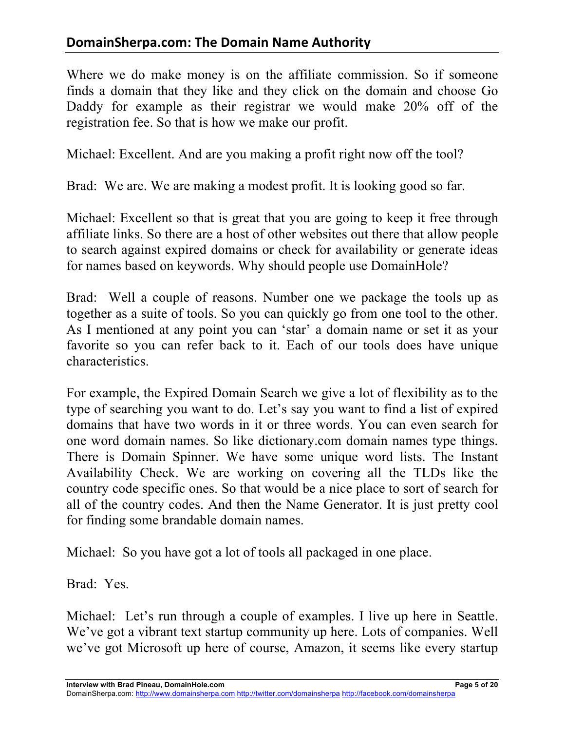Where we do make money is on the affiliate commission. So if someone finds a domain that they like and they click on the domain and choose Go Daddy for example as their registrar we would make 20% off of the registration fee. So that is how we make our profit.

Michael: Excellent. And are you making a profit right now off the tool?

Brad: We are. We are making a modest profit. It is looking good so far.

Michael: Excellent so that is great that you are going to keep it free through affiliate links. So there are a host of other websites out there that allow people to search against expired domains or check for availability or generate ideas for names based on keywords. Why should people use DomainHole?

Brad: Well a couple of reasons. Number one we package the tools up as together as a suite of tools. So you can quickly go from one tool to the other. As I mentioned at any point you can 'star' a domain name or set it as your favorite so you can refer back to it. Each of our tools does have unique characteristics.

For example, the Expired Domain Search we give a lot of flexibility as to the type of searching you want to do. Let's say you want to find a list of expired domains that have two words in it or three words. You can even search for one word domain names. So like dictionary.com domain names type things. There is Domain Spinner. We have some unique word lists. The Instant Availability Check. We are working on covering all the TLDs like the country code specific ones. So that would be a nice place to sort of search for all of the country codes. And then the Name Generator. It is just pretty cool for finding some brandable domain names.

Michael: So you have got a lot of tools all packaged in one place.

Brad: Yes.

Michael: Let's run through a couple of examples. I live up here in Seattle. We've got a vibrant text startup community up here. Lots of companies. Well we've got Microsoft up here of course, Amazon, it seems like every startup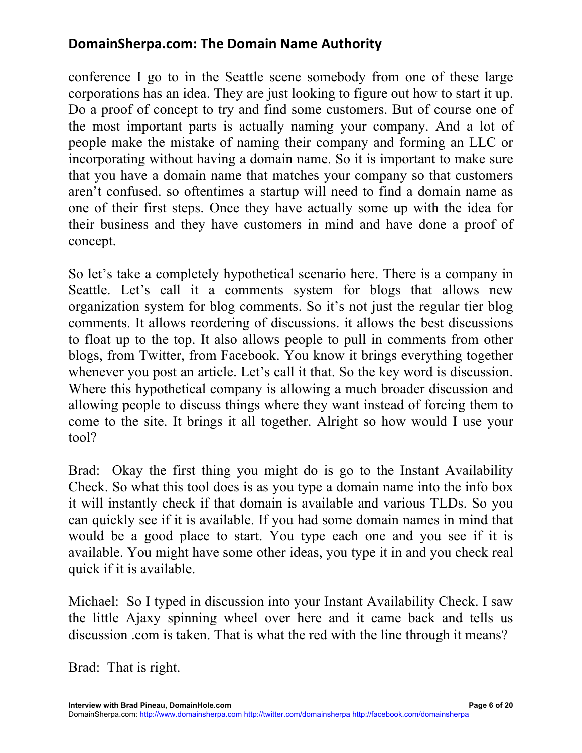conference I go to in the Seattle scene somebody from one of these large corporations has an idea. They are just looking to figure out how to start it up. Do a proof of concept to try and find some customers. But of course one of the most important parts is actually naming your company. And a lot of people make the mistake of naming their company and forming an LLC or incorporating without having a domain name. So it is important to make sure that you have a domain name that matches your company so that customers aren't confused. so oftentimes a startup will need to find a domain name as one of their first steps. Once they have actually some up with the idea for their business and they have customers in mind and have done a proof of concept.

So let's take a completely hypothetical scenario here. There is a company in Seattle. Let's call it a comments system for blogs that allows new organization system for blog comments. So it's not just the regular tier blog comments. It allows reordering of discussions. it allows the best discussions to float up to the top. It also allows people to pull in comments from other blogs, from Twitter, from Facebook. You know it brings everything together whenever you post an article. Let's call it that. So the key word is discussion. Where this hypothetical company is allowing a much broader discussion and allowing people to discuss things where they want instead of forcing them to come to the site. It brings it all together. Alright so how would I use your tool?

Brad: Okay the first thing you might do is go to the Instant Availability Check. So what this tool does is as you type a domain name into the info box it will instantly check if that domain is available and various TLDs. So you can quickly see if it is available. If you had some domain names in mind that would be a good place to start. You type each one and you see if it is available. You might have some other ideas, you type it in and you check real quick if it is available.

Michael: So I typed in discussion into your Instant Availability Check. I saw the little Ajaxy spinning wheel over here and it came back and tells us discussion .com is taken. That is what the red with the line through it means?

Brad: That is right.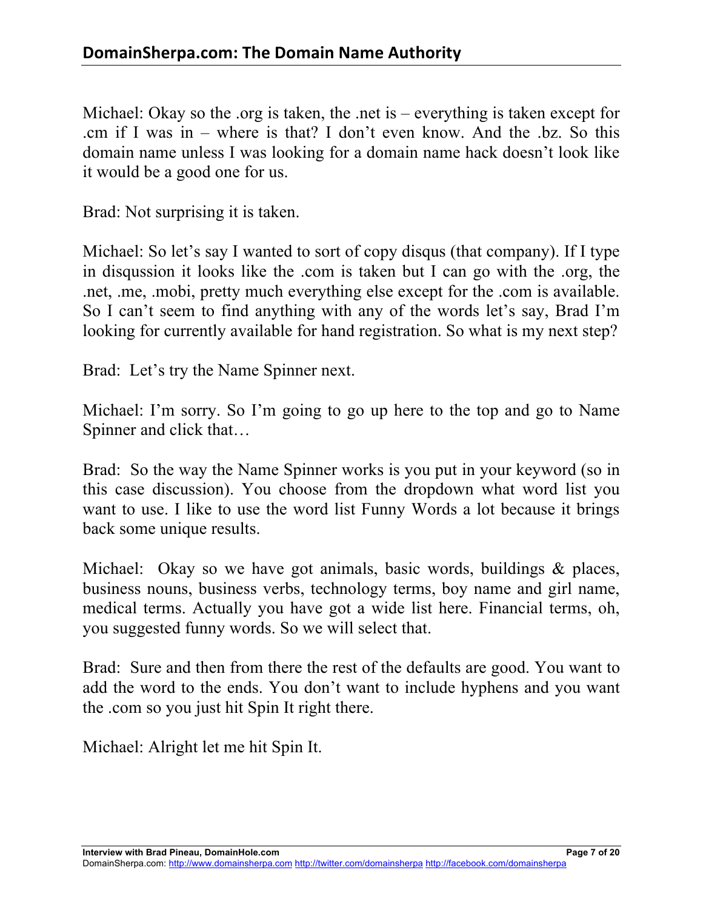Michael: Okay so the .org is taken, the .net is – everything is taken except for .cm if I was in – where is that? I don't even know. And the .bz. So this domain name unless I was looking for a domain name hack doesn't look like it would be a good one for us.

Brad: Not surprising it is taken.

Michael: So let's say I wanted to sort of copy disqus (that company). If I type in disqussion it looks like the .com is taken but I can go with the .org, the .net, .me, .mobi, pretty much everything else except for the .com is available. So I can't seem to find anything with any of the words let's say, Brad I'm looking for currently available for hand registration. So what is my next step?

Brad: Let's try the Name Spinner next.

Michael: I'm sorry. So I'm going to go up here to the top and go to Name Spinner and click that…

Brad: So the way the Name Spinner works is you put in your keyword (so in this case discussion). You choose from the dropdown what word list you want to use. I like to use the word list Funny Words a lot because it brings back some unique results.

Michael: Okay so we have got animals, basic words, buildings & places, business nouns, business verbs, technology terms, boy name and girl name, medical terms. Actually you have got a wide list here. Financial terms, oh, you suggested funny words. So we will select that.

Brad: Sure and then from there the rest of the defaults are good. You want to add the word to the ends. You don't want to include hyphens and you want the .com so you just hit Spin It right there.

Michael: Alright let me hit Spin It.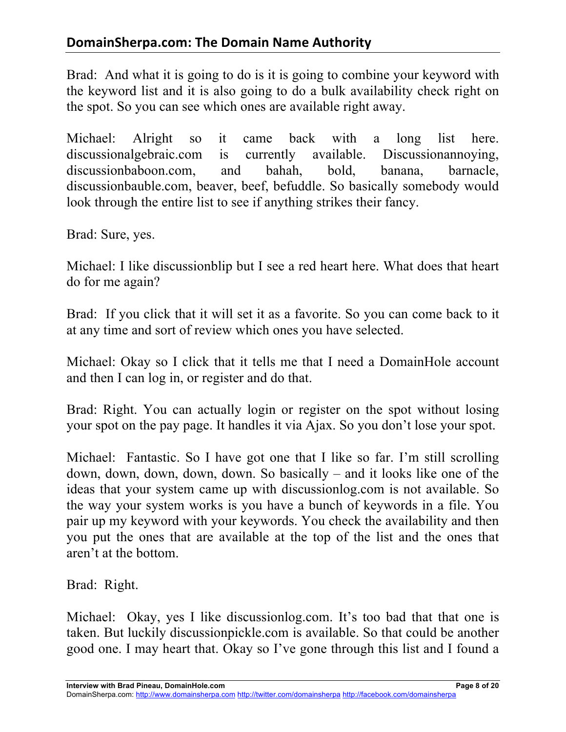Brad: And what it is going to do is it is going to combine your keyword with the keyword list and it is also going to do a bulk availability check right on the spot. So you can see which ones are available right away.

Michael: Alright so it came back with a long list here. discussionalgebraic.com is currently available. Discussionannoying, discussionbaboon.com, and bahah, bold, banana, barnacle, discussionbauble.com, beaver, beef, befuddle. So basically somebody would look through the entire list to see if anything strikes their fancy.

Brad: Sure, yes.

Michael: I like discussionblip but I see a red heart here. What does that heart do for me again?

Brad: If you click that it will set it as a favorite. So you can come back to it at any time and sort of review which ones you have selected.

Michael: Okay so I click that it tells me that I need a DomainHole account and then I can log in, or register and do that.

Brad: Right. You can actually login or register on the spot without losing your spot on the pay page. It handles it via Ajax. So you don't lose your spot.

Michael: Fantastic. So I have got one that I like so far. I'm still scrolling down, down, down, down, down. So basically – and it looks like one of the ideas that your system came up with discussionlog.com is not available. So the way your system works is you have a bunch of keywords in a file. You pair up my keyword with your keywords. You check the availability and then you put the ones that are available at the top of the list and the ones that aren't at the bottom.

Brad: Right.

Michael: Okay, yes I like discussionlog.com. It's too bad that that one is taken. But luckily discussionpickle.com is available. So that could be another good one. I may heart that. Okay so I've gone through this list and I found a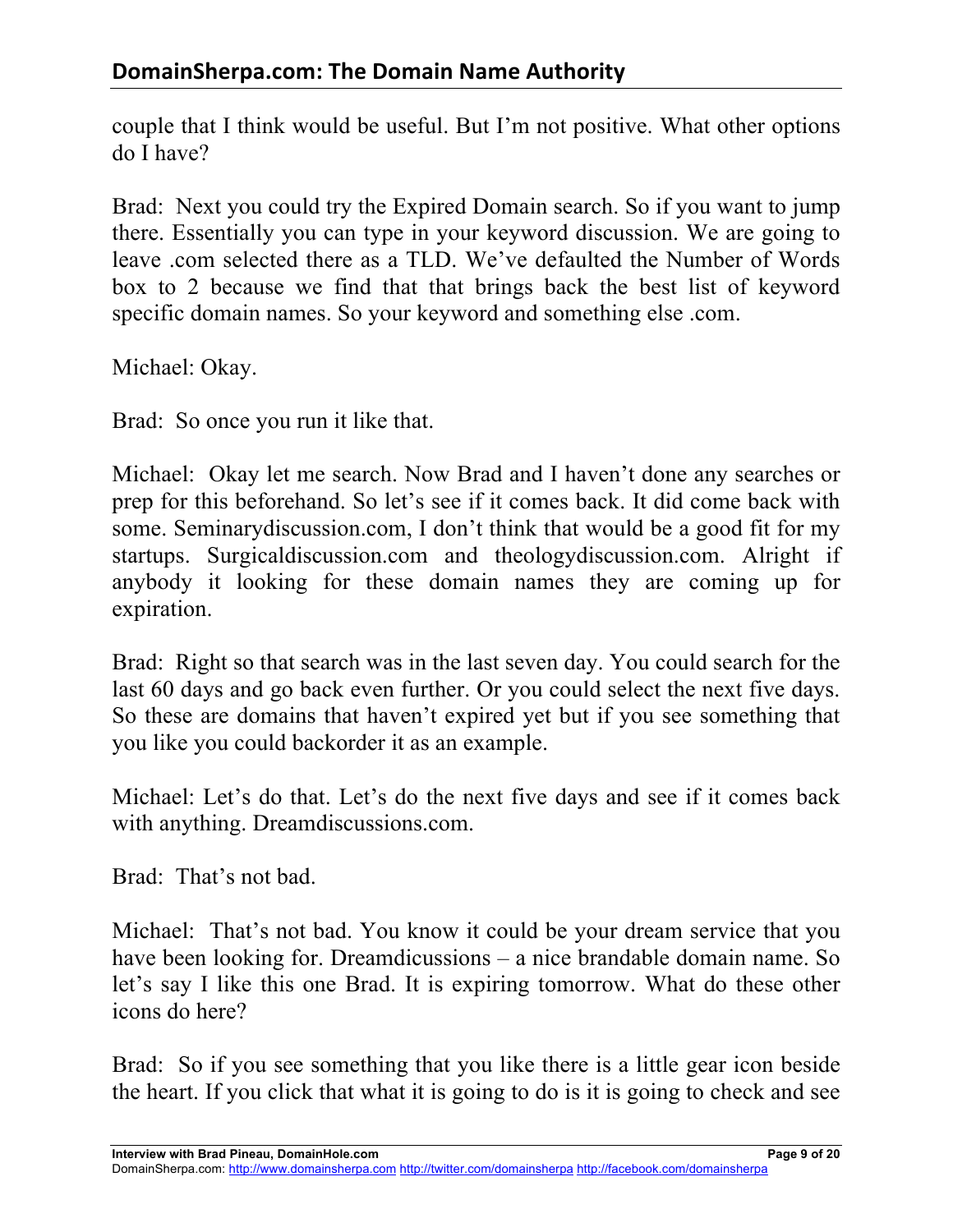couple that I think would be useful. But I'm not positive. What other options do I have?

Brad: Next you could try the Expired Domain search. So if you want to jump there. Essentially you can type in your keyword discussion. We are going to leave .com selected there as a TLD. We've defaulted the Number of Words box to 2 because we find that that brings back the best list of keyword specific domain names. So your keyword and something else .com.

Michael: Okay.

Brad: So once you run it like that.

Michael: Okay let me search. Now Brad and I haven't done any searches or prep for this beforehand. So let's see if it comes back. It did come back with some. Seminarydiscussion.com, I don't think that would be a good fit for my startups. Surgicaldiscussion.com and theologydiscussion.com. Alright if anybody it looking for these domain names they are coming up for expiration.

Brad: Right so that search was in the last seven day. You could search for the last 60 days and go back even further. Or you could select the next five days. So these are domains that haven't expired yet but if you see something that you like you could backorder it as an example.

Michael: Let's do that. Let's do the next five days and see if it comes back with anything. Dreamdiscussions.com.

Brad: That's not bad.

Michael: That's not bad. You know it could be your dream service that you have been looking for. Dreamdicussions – a nice brandable domain name. So let's say I like this one Brad. It is expiring tomorrow. What do these other icons do here?

Brad: So if you see something that you like there is a little gear icon beside the heart. If you click that what it is going to do is it is going to check and see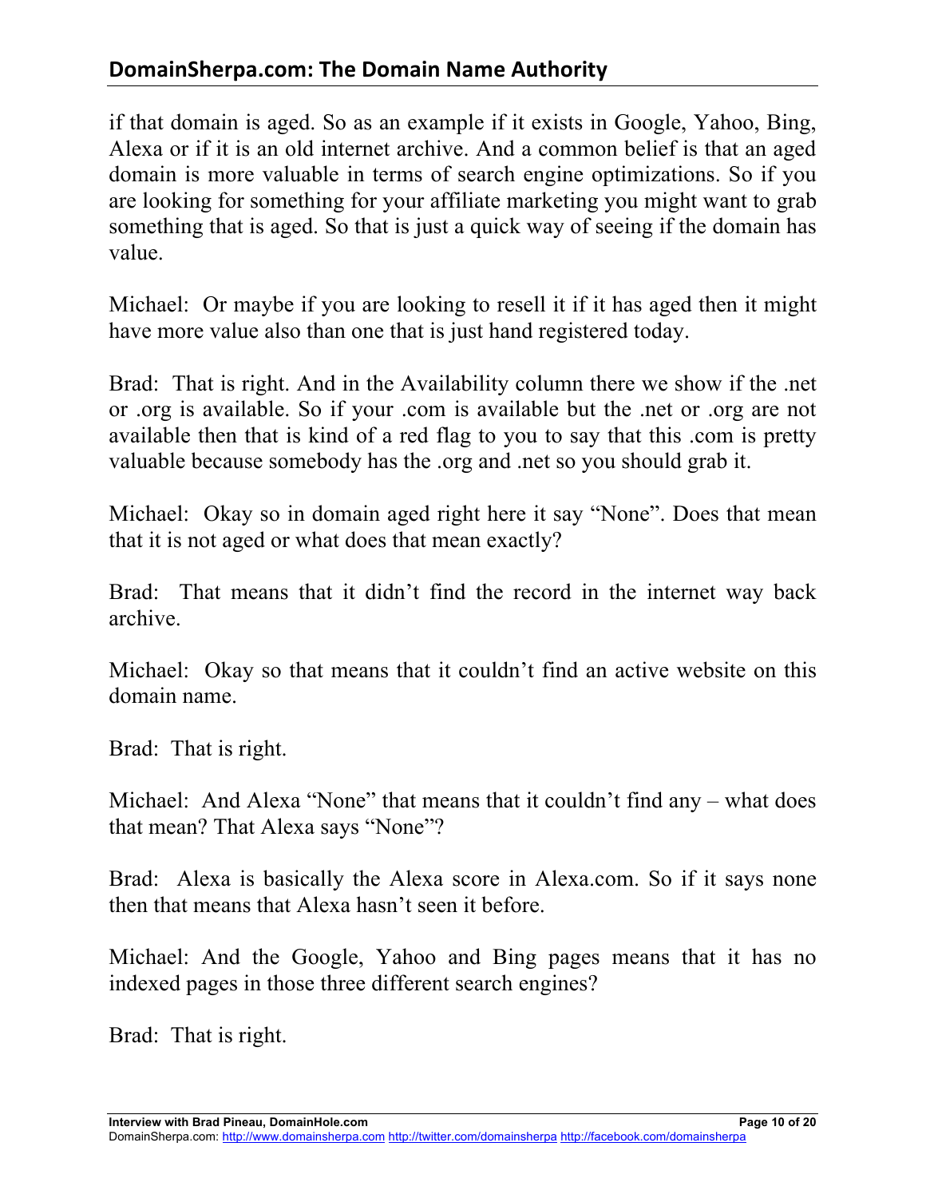if that domain is aged. So as an example if it exists in Google, Yahoo, Bing, Alexa or if it is an old internet archive. And a common belief is that an aged domain is more valuable in terms of search engine optimizations. So if you are looking for something for your affiliate marketing you might want to grab something that is aged. So that is just a quick way of seeing if the domain has value.

Michael: Or maybe if you are looking to resell it if it has aged then it might have more value also than one that is just hand registered today.

Brad: That is right. And in the Availability column there we show if the .net or .org is available. So if your .com is available but the .net or .org are not available then that is kind of a red flag to you to say that this .com is pretty valuable because somebody has the .org and .net so you should grab it.

Michael: Okay so in domain aged right here it say "None". Does that mean that it is not aged or what does that mean exactly?

Brad: That means that it didn't find the record in the internet way back archive.

Michael: Okay so that means that it couldn't find an active website on this domain name.

Brad: That is right.

Michael: And Alexa "None" that means that it couldn't find any – what does that mean? That Alexa says "None"?

Brad: Alexa is basically the Alexa score in Alexa.com. So if it says none then that means that Alexa hasn't seen it before.

Michael: And the Google, Yahoo and Bing pages means that it has no indexed pages in those three different search engines?

Brad: That is right.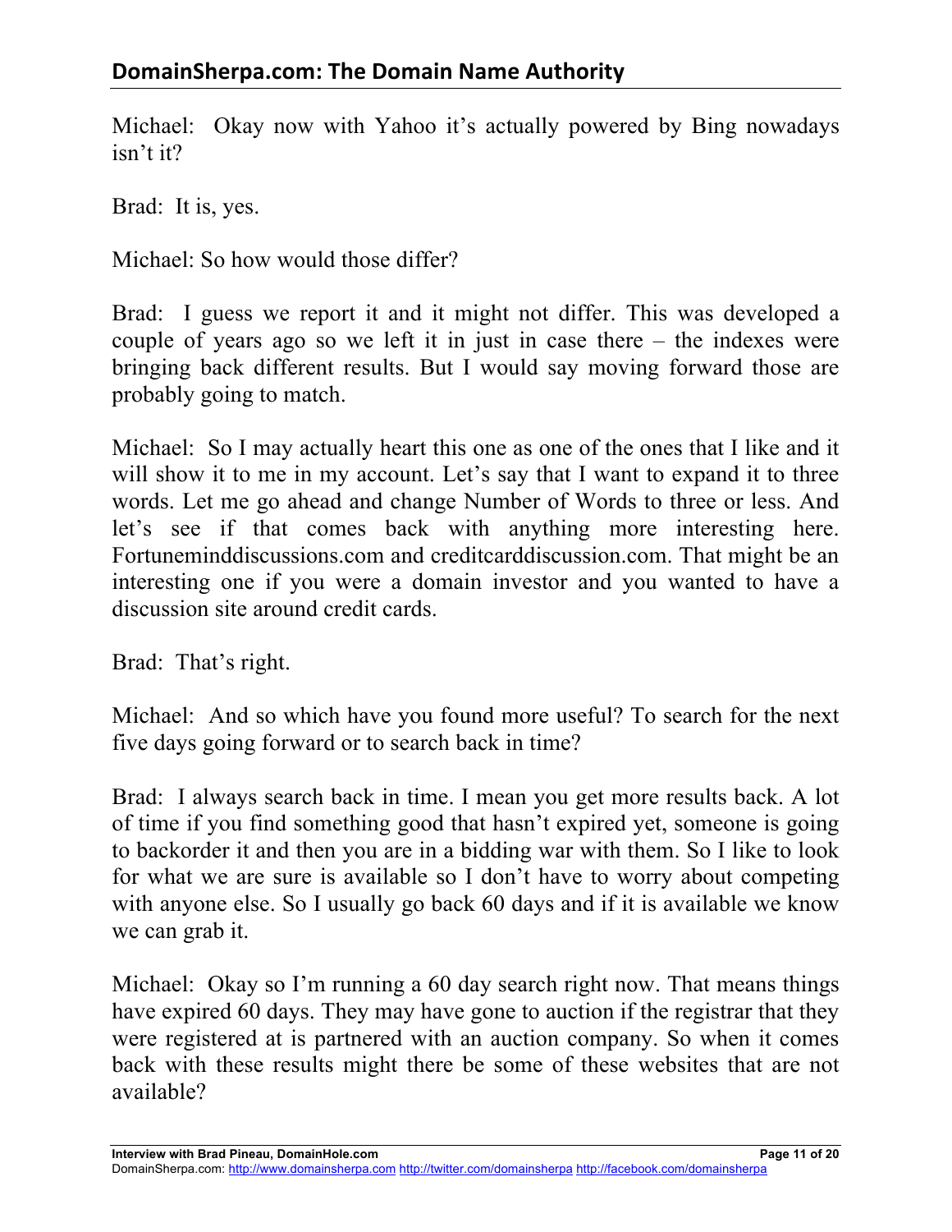Michael: Okay now with Yahoo it's actually powered by Bing nowadays isn't it?

Brad: It is, yes.

Michael: So how would those differ?

Brad: I guess we report it and it might not differ. This was developed a couple of years ago so we left it in just in case there – the indexes were bringing back different results. But I would say moving forward those are probably going to match.

Michael: So I may actually heart this one as one of the ones that I like and it will show it to me in my account. Let's say that I want to expand it to three words. Let me go ahead and change Number of Words to three or less. And let's see if that comes back with anything more interesting here. Fortuneminddiscussions.com and creditcarddiscussion.com. That might be an interesting one if you were a domain investor and you wanted to have a discussion site around credit cards.

Brad: That's right.

Michael: And so which have you found more useful? To search for the next five days going forward or to search back in time?

Brad: I always search back in time. I mean you get more results back. A lot of time if you find something good that hasn't expired yet, someone is going to backorder it and then you are in a bidding war with them. So I like to look for what we are sure is available so I don't have to worry about competing with anyone else. So I usually go back 60 days and if it is available we know we can grab it.

Michael: Okay so I'm running a 60 day search right now. That means things have expired 60 days. They may have gone to auction if the registrar that they were registered at is partnered with an auction company. So when it comes back with these results might there be some of these websites that are not available?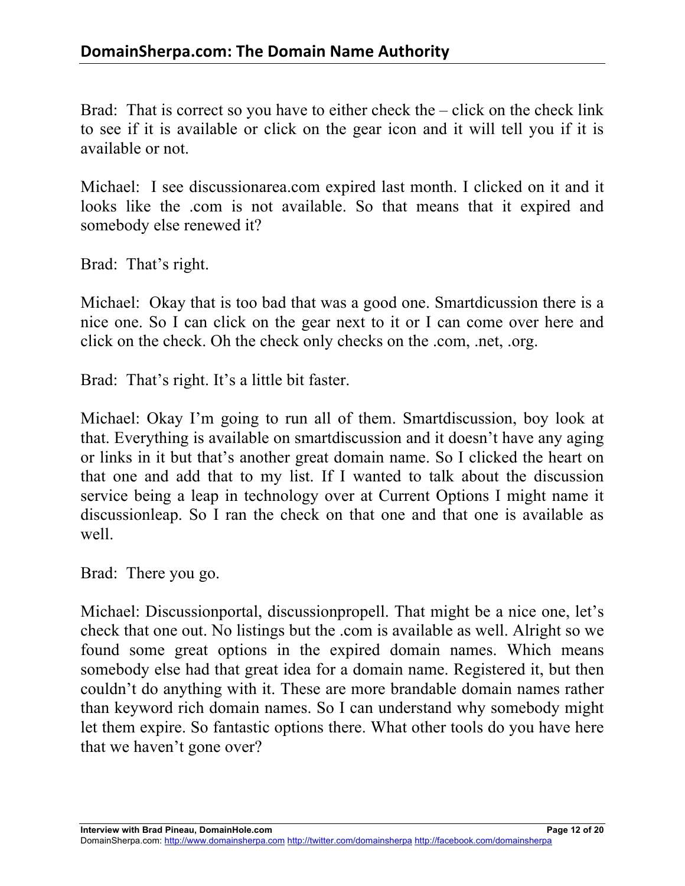Brad: That is correct so you have to either check the – click on the check link to see if it is available or click on the gear icon and it will tell you if it is available or not.

Michael: I see discussionarea.com expired last month. I clicked on it and it looks like the .com is not available. So that means that it expired and somebody else renewed it?

Brad: That's right.

Michael: Okay that is too bad that was a good one. Smartdicussion there is a nice one. So I can click on the gear next to it or I can come over here and click on the check. Oh the check only checks on the .com, .net, .org.

Brad: That's right. It's a little bit faster.

Michael: Okay I'm going to run all of them. Smartdiscussion, boy look at that. Everything is available on smartdiscussion and it doesn't have any aging or links in it but that's another great domain name. So I clicked the heart on that one and add that to my list. If I wanted to talk about the discussion service being a leap in technology over at Current Options I might name it discussionleap. So I ran the check on that one and that one is available as well.

Brad: There you go.

Michael: Discussionportal, discussionpropell. That might be a nice one, let's check that one out. No listings but the .com is available as well. Alright so we found some great options in the expired domain names. Which means somebody else had that great idea for a domain name. Registered it, but then couldn't do anything with it. These are more brandable domain names rather than keyword rich domain names. So I can understand why somebody might let them expire. So fantastic options there. What other tools do you have here that we haven't gone over?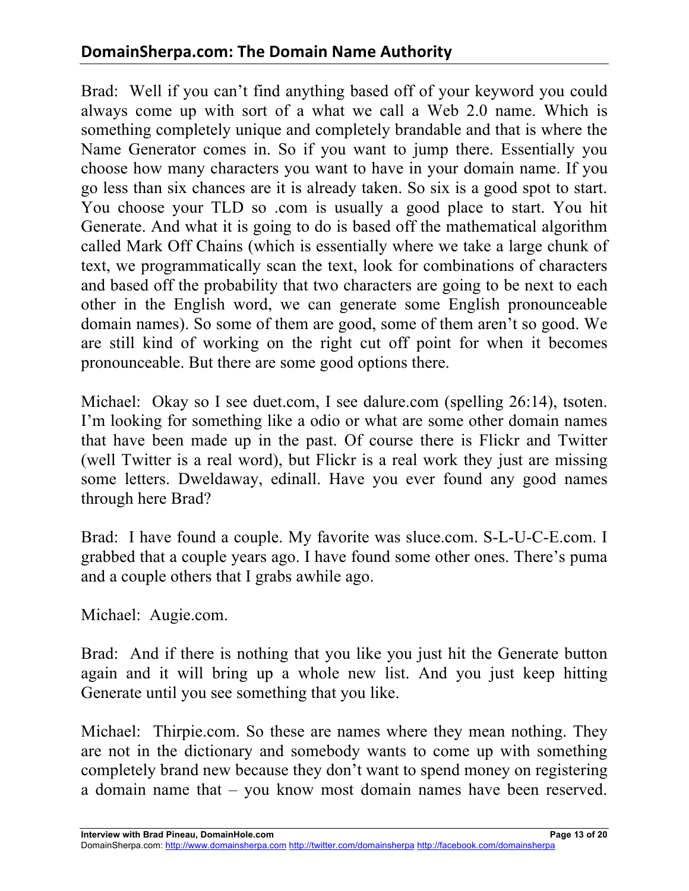Brad: Well if you can't find anything based off of your keyword you could always come up with sort of a what we call a Web 2.0 name. Which is something completely unique and completely brandable and that is where the Name Generator comes in. So if you want to jump there. Essentially you choose how many characters you want to have in your domain name. If you go less than six chances are it is already taken. So six is a good spot to start. You choose your TLD so .com is usually a good place to start. You hit Generate. And what it is going to do is based off the mathematical algorithm called Mark Off Chains (which is essentially where we take a large chunk of text, we programmatically scan the text, look for combinations of characters and based off the probability that two characters are going to be next to each other in the English word, we can generate some English pronounceable domain names). So some of them are good, some of them aren't so good. We are still kind of working on the right cut off point for when it becomes pronounceable. But there are some good options there.

Michael: Okay so I see duet.com, I see dalure.com (spelling 26:14), tsoten. I'm looking for something like a odio or what are some other domain names that have been made up in the past. Of course there is Flickr and Twitter (well Twitter is a real word), but Flickr is a real work they just are missing some letters. Dweldaway, edinall. Have you ever found any good names through here Brad?

Brad: I have found a couple. My favorite was sluce.com. S-L-U-C-E.com. I grabbed that a couple years ago. I have found some other ones. There's puma and a couple others that I grabs awhile ago.

Michael: Augie.com.

Brad: And if there is nothing that you like you just hit the Generate button again and it will bring up a whole new list. And you just keep hitting Generate until you see something that you like.

Michael: Thirpie.com. So these are names where they mean nothing. They are not in the dictionary and somebody wants to come up with something completely brand new because they don't want to spend money on registering a domain name that – you know most domain names have been reserved.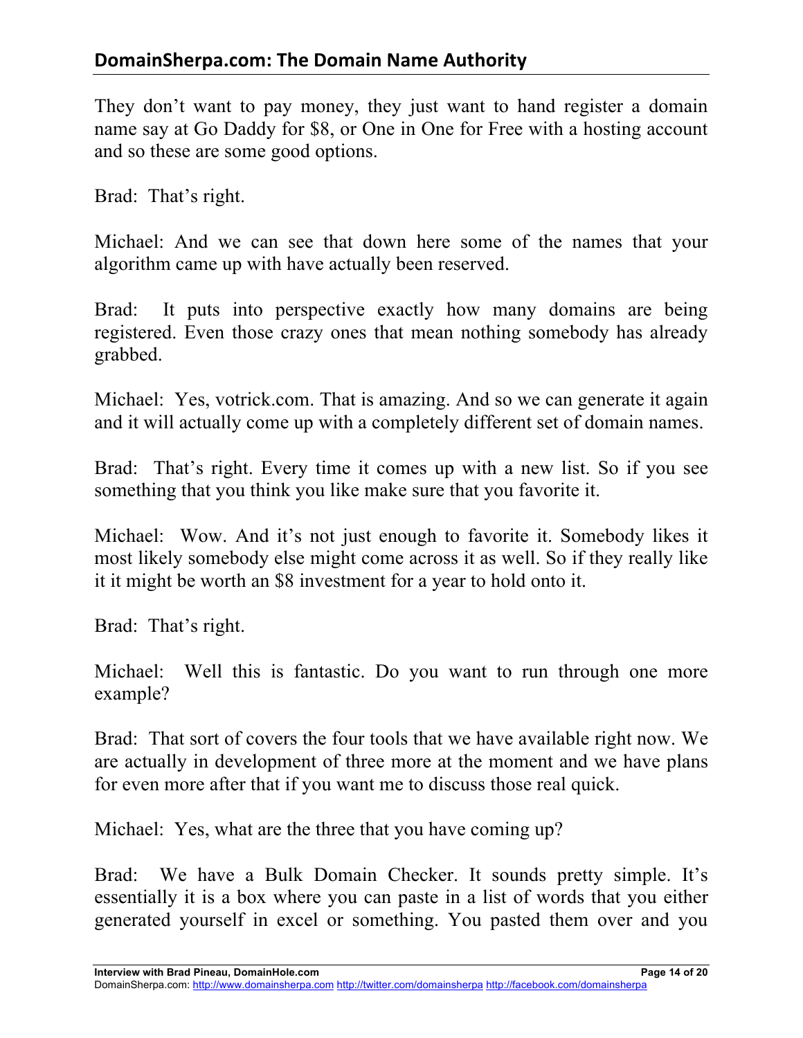They don't want to pay money, they just want to hand register a domain name say at Go Daddy for $8, or One in One for Free with a hosting account and so these are some good options.

Brad: That's right.

Michael: And we can see that down here some of the names that your algorithm came up with have actually been reserved.

Brad: It puts into perspective exactly how many domains are being registered. Even those crazy ones that mean nothing somebody has already grabbed.

Michael: Yes, votrick.com. That is amazing. And so we can generate it again and it will actually come up with a completely different set of domain names.

Brad: That's right. Every time it comes up with a new list. So if you see something that you think you like make sure that you favorite it.

Michael: Wow. And it's not just enough to favorite it. Somebody likes it most likely somebody else might come across it as well. So if they really like it it might be worth an $8 investment for a year to hold onto it.

Brad: That's right.

Michael: Well this is fantastic. Do you want to run through one more example?

Brad: That sort of covers the four tools that we have available right now. We are actually in development of three more at the moment and we have plans for even more after that if you want me to discuss those real quick.

Michael: Yes, what are the three that you have coming up?

Brad: We have a Bulk Domain Checker. It sounds pretty simple. It's essentially it is a box where you can paste in a list of words that you either generated yourself in excel or something. You pasted them over and you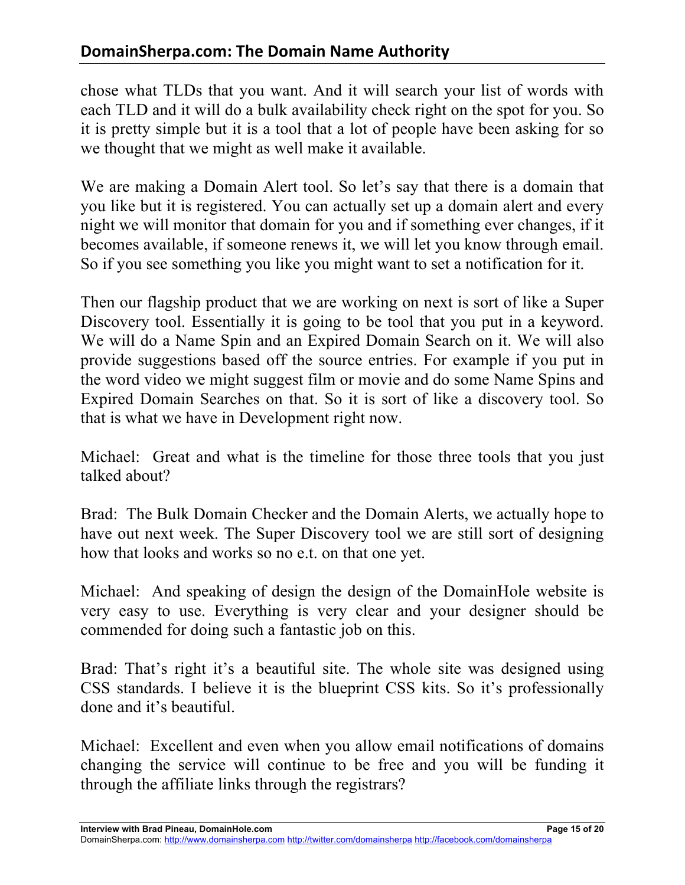chose what TLDs that you want. And it will search your list of words with each TLD and it will do a bulk availability check right on the spot for you. So it is pretty simple but it is a tool that a lot of people have been asking for so we thought that we might as well make it available.

We are making a Domain Alert tool. So let's say that there is a domain that you like but it is registered. You can actually set up a domain alert and every night we will monitor that domain for you and if something ever changes, if it becomes available, if someone renews it, we will let you know through email. So if you see something you like you might want to set a notification for it.

Then our flagship product that we are working on next is sort of like a Super Discovery tool. Essentially it is going to be tool that you put in a keyword. We will do a Name Spin and an Expired Domain Search on it. We will also provide suggestions based off the source entries. For example if you put in the word video we might suggest film or movie and do some Name Spins and Expired Domain Searches on that. So it is sort of like a discovery tool. So that is what we have in Development right now.

Michael: Great and what is the timeline for those three tools that you just talked about?

Brad: The Bulk Domain Checker and the Domain Alerts, we actually hope to have out next week. The Super Discovery tool we are still sort of designing how that looks and works so no e.t. on that one yet.

Michael: And speaking of design the design of the DomainHole website is very easy to use. Everything is very clear and your designer should be commended for doing such a fantastic job on this.

Brad: That's right it's a beautiful site. The whole site was designed using CSS standards. I believe it is the blueprint CSS kits. So it's professionally done and it's beautiful.

Michael: Excellent and even when you allow email notifications of domains changing the service will continue to be free and you will be funding it through the affiliate links through the registrars?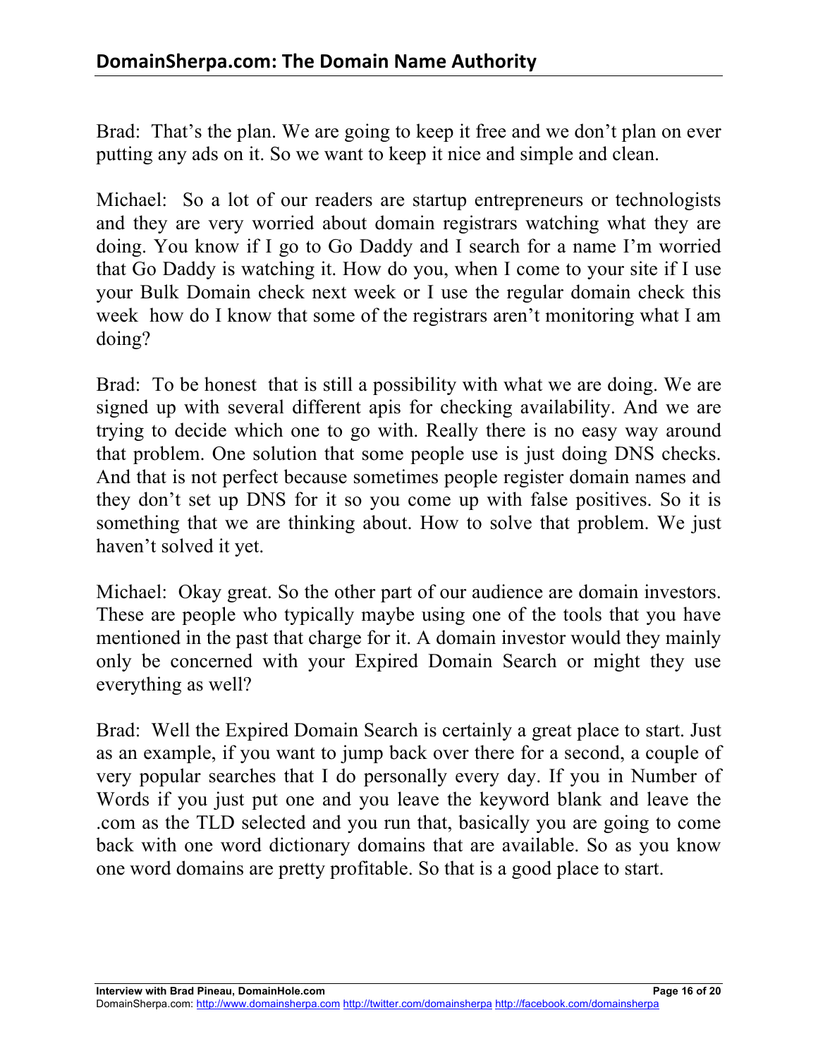Brad: That's the plan. We are going to keep it free and we don't plan on ever putting any ads on it. So we want to keep it nice and simple and clean.

Michael: So a lot of our readers are startup entrepreneurs or technologists and they are very worried about domain registrars watching what they are doing. You know if I go to Go Daddy and I search for a name I'm worried that Go Daddy is watching it. How do you, when I come to your site if I use your Bulk Domain check next week or I use the regular domain check this week how do I know that some of the registrars aren't monitoring what I am doing?

Brad: To be honest that is still a possibility with what we are doing. We are signed up with several different apis for checking availability. And we are trying to decide which one to go with. Really there is no easy way around that problem. One solution that some people use is just doing DNS checks. And that is not perfect because sometimes people register domain names and they don't set up DNS for it so you come up with false positives. So it is something that we are thinking about. How to solve that problem. We just haven't solved it yet.

Michael: Okay great. So the other part of our audience are domain investors. These are people who typically maybe using one of the tools that you have mentioned in the past that charge for it. A domain investor would they mainly only be concerned with your Expired Domain Search or might they use everything as well?

Brad: Well the Expired Domain Search is certainly a great place to start. Just as an example, if you want to jump back over there for a second, a couple of very popular searches that I do personally every day. If you in Number of Words if you just put one and you leave the keyword blank and leave the .com as the TLD selected and you run that, basically you are going to come back with one word dictionary domains that are available. So as you know one word domains are pretty profitable. So that is a good place to start.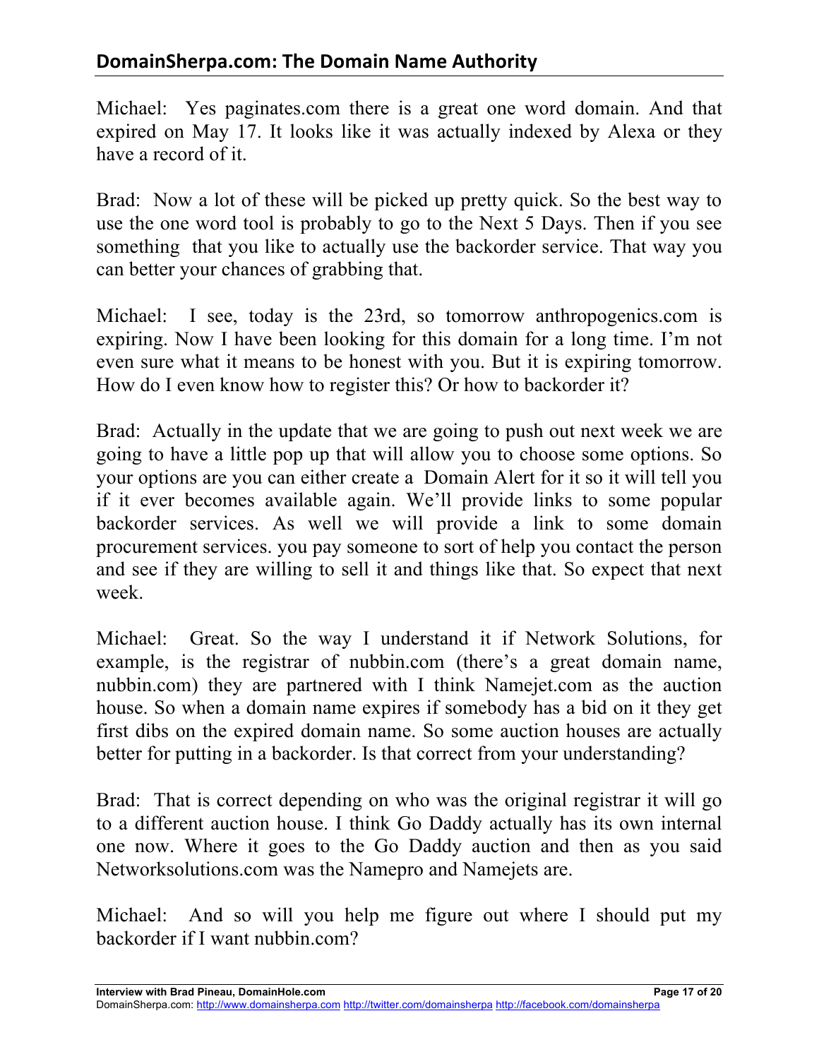Michael: Yes paginates.com there is a great one word domain. And that expired on May 17. It looks like it was actually indexed by Alexa or they have a record of it.

Brad: Now a lot of these will be picked up pretty quick. So the best way to use the one word tool is probably to go to the Next 5 Days. Then if you see something that you like to actually use the backorder service. That way you can better your chances of grabbing that.

Michael: I see, today is the 23rd, so tomorrow anthropogenics.com is expiring. Now I have been looking for this domain for a long time. I'm not even sure what it means to be honest with you. But it is expiring tomorrow. How do I even know how to register this? Or how to backorder it?

Brad: Actually in the update that we are going to push out next week we are going to have a little pop up that will allow you to choose some options. So your options are you can either create a Domain Alert for it so it will tell you if it ever becomes available again. We'll provide links to some popular backorder services. As well we will provide a link to some domain procurement services. you pay someone to sort of help you contact the person and see if they are willing to sell it and things like that. So expect that next week.

Michael: Great. So the way I understand it if Network Solutions, for example, is the registrar of nubbin.com (there's a great domain name, nubbin.com) they are partnered with I think Namejet.com as the auction house. So when a domain name expires if somebody has a bid on it they get first dibs on the expired domain name. So some auction houses are actually better for putting in a backorder. Is that correct from your understanding?

Brad: That is correct depending on who was the original registrar it will go to a different auction house. I think Go Daddy actually has its own internal one now. Where it goes to the Go Daddy auction and then as you said Networksolutions.com was the Namepro and Namejets are.

Michael: And so will you help me figure out where I should put my backorder if I want nubbin.com?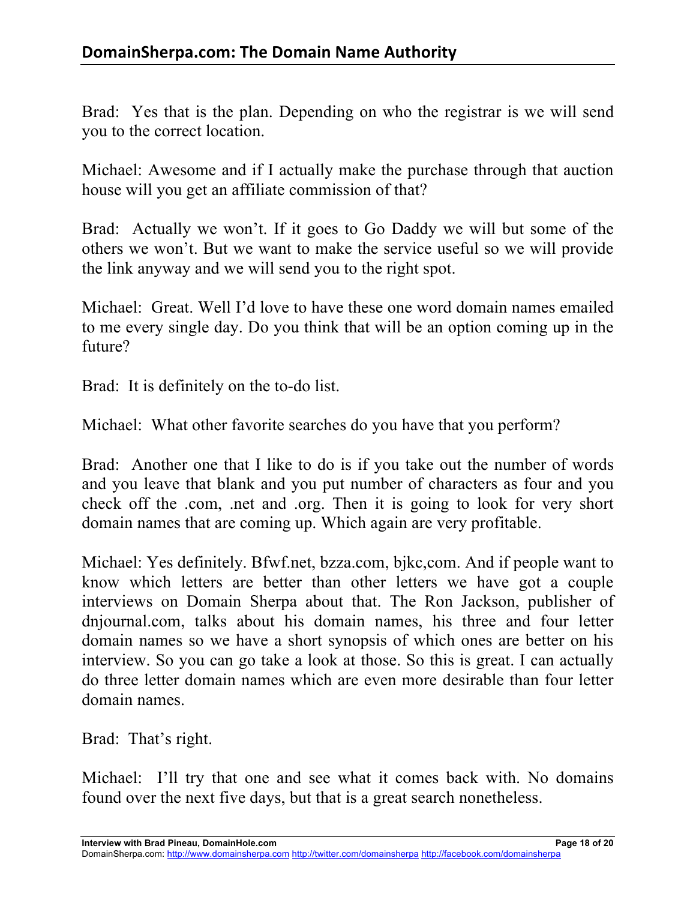Brad: Yes that is the plan. Depending on who the registrar is we will send you to the correct location.

Michael: Awesome and if I actually make the purchase through that auction house will you get an affiliate commission of that?

Brad: Actually we won't. If it goes to Go Daddy we will but some of the others we won't. But we want to make the service useful so we will provide the link anyway and we will send you to the right spot.

Michael: Great. Well I'd love to have these one word domain names emailed to me every single day. Do you think that will be an option coming up in the future?

Brad: It is definitely on the to-do list.

Michael: What other favorite searches do you have that you perform?

Brad: Another one that I like to do is if you take out the number of words and you leave that blank and you put number of characters as four and you check off the .com, .net and .org. Then it is going to look for very short domain names that are coming up. Which again are very profitable.

Michael: Yes definitely. Bfwf.net, bzza.com, bjkc,com. And if people want to know which letters are better than other letters we have got a couple interviews on Domain Sherpa about that. The Ron Jackson, publisher of dnjournal.com, talks about his domain names, his three and four letter domain names so we have a short synopsis of which ones are better on his interview. So you can go take a look at those. So this is great. I can actually do three letter domain names which are even more desirable than four letter domain names.

Brad: That's right.

Michael: I'll try that one and see what it comes back with. No domains found over the next five days, but that is a great search nonetheless.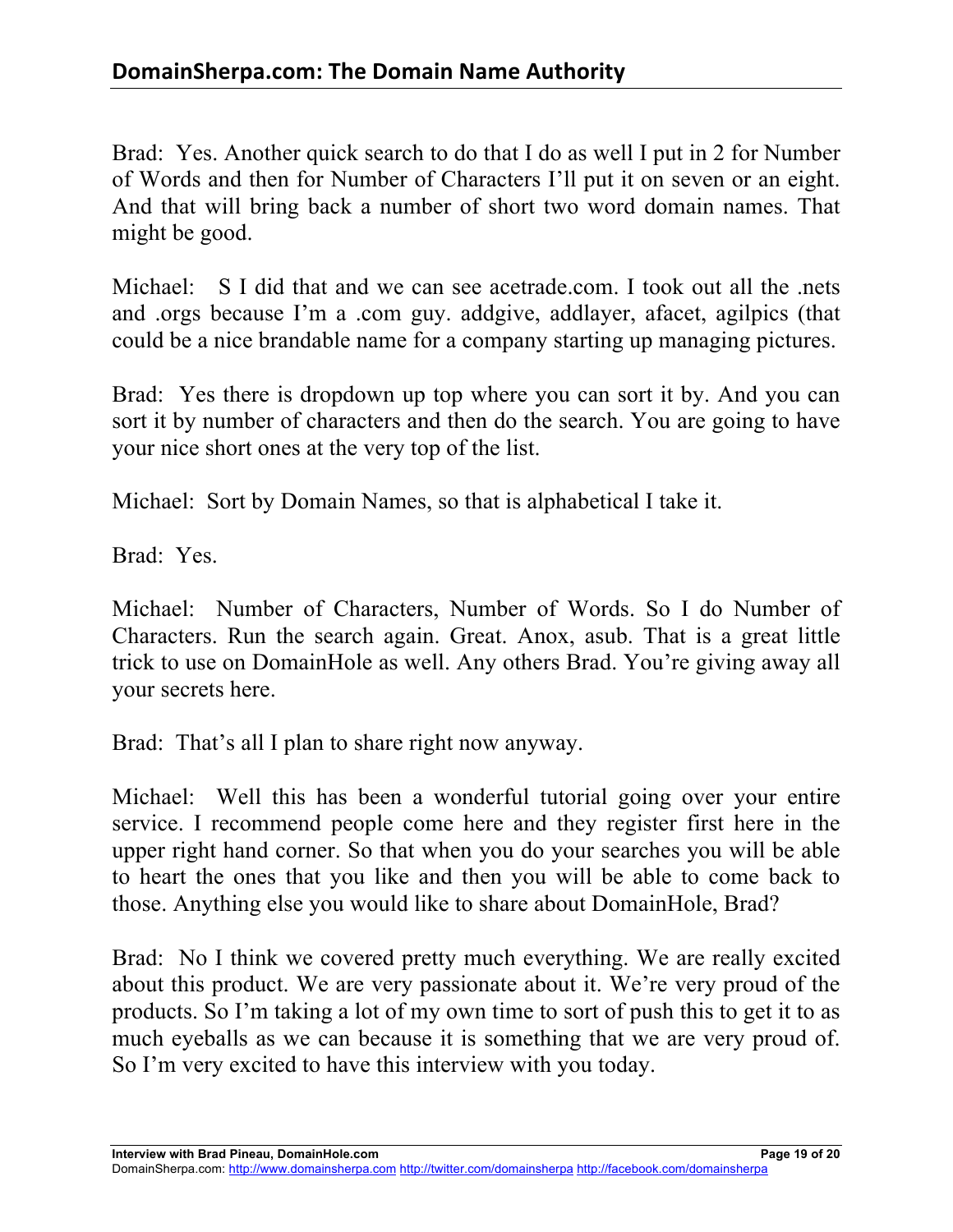Brad: Yes. Another quick search to do that I do as well I put in 2 for Number of Words and then for Number of Characters I'll put it on seven or an eight. And that will bring back a number of short two word domain names. That might be good.

Michael: S I did that and we can see acetrade.com. I took out all the .nets and .orgs because I'm a .com guy. addgive, addlayer, afacet, agilpics (that could be a nice brandable name for a company starting up managing pictures.

Brad: Yes there is dropdown up top where you can sort it by. And you can sort it by number of characters and then do the search. You are going to have your nice short ones at the very top of the list.

Michael: Sort by Domain Names, so that is alphabetical I take it.

Brad: Yes.

Michael: Number of Characters, Number of Words. So I do Number of Characters. Run the search again. Great. Anox, asub. That is a great little trick to use on DomainHole as well. Any others Brad. You're giving away all your secrets here.

Brad: That's all I plan to share right now anyway.

Michael: Well this has been a wonderful tutorial going over your entire service. I recommend people come here and they register first here in the upper right hand corner. So that when you do your searches you will be able to heart the ones that you like and then you will be able to come back to those. Anything else you would like to share about DomainHole, Brad?

Brad: No I think we covered pretty much everything. We are really excited about this product. We are very passionate about it. We're very proud of the products. So I'm taking a lot of my own time to sort of push this to get it to as much eyeballs as we can because it is something that we are very proud of. So I'm very excited to have this interview with you today.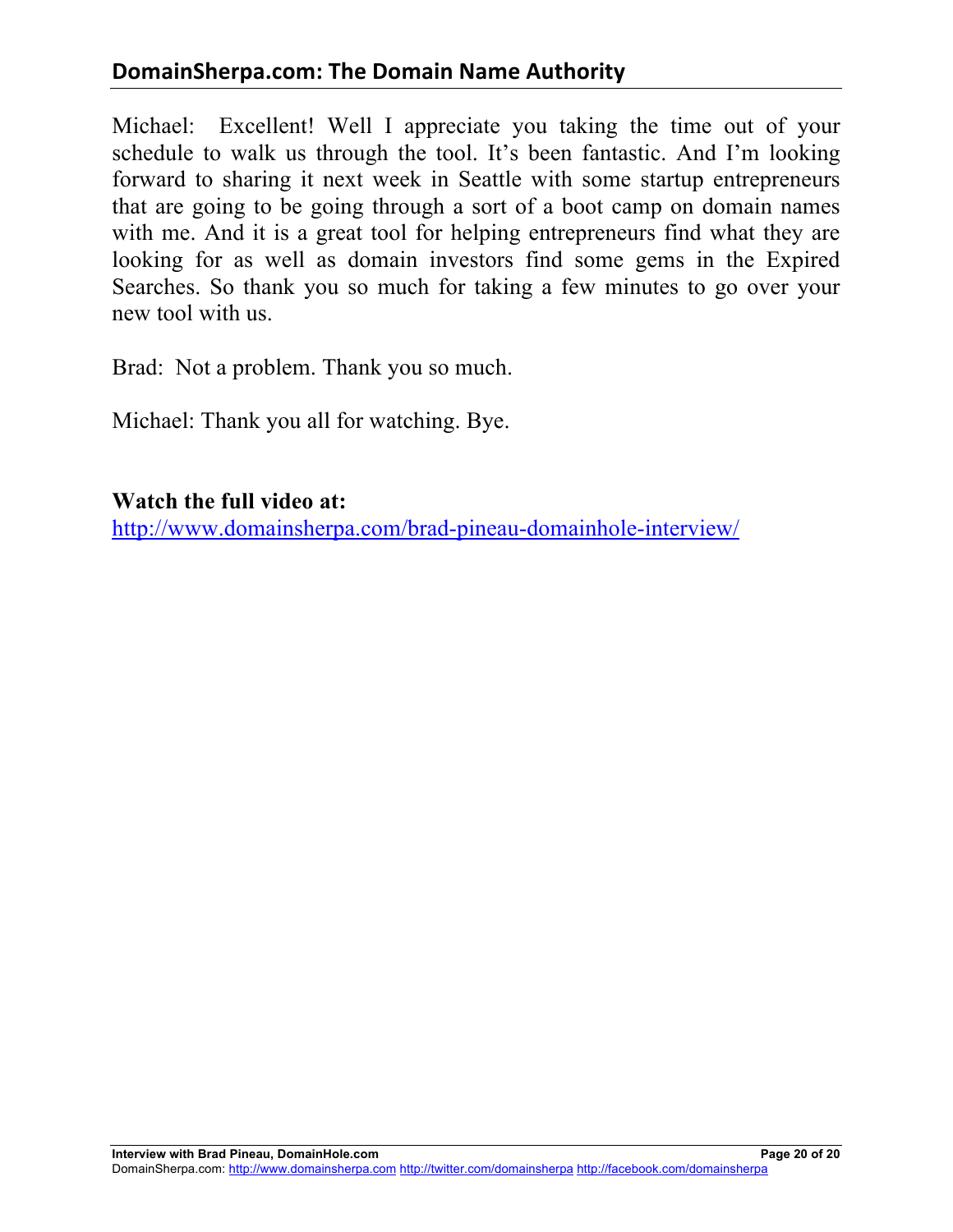Michael: Excellent! Well I appreciate you taking the time out of your schedule to walk us through the tool. It's been fantastic. And I'm looking forward to sharing it next week in Seattle with some startup entrepreneurs that are going to be going through a sort of a boot camp on domain names with me. And it is a great tool for helping entrepreneurs find what they are looking for as well as domain investors find some gems in the Expired Searches. So thank you so much for taking a few minutes to go over your new tool with us.

Brad: Not a problem. Thank you so much.

Michael: Thank you all for watching. Bye.

**Watch the full video at:**
http://www.domainsherpa.com/brad-pineau-domainhole-interview/